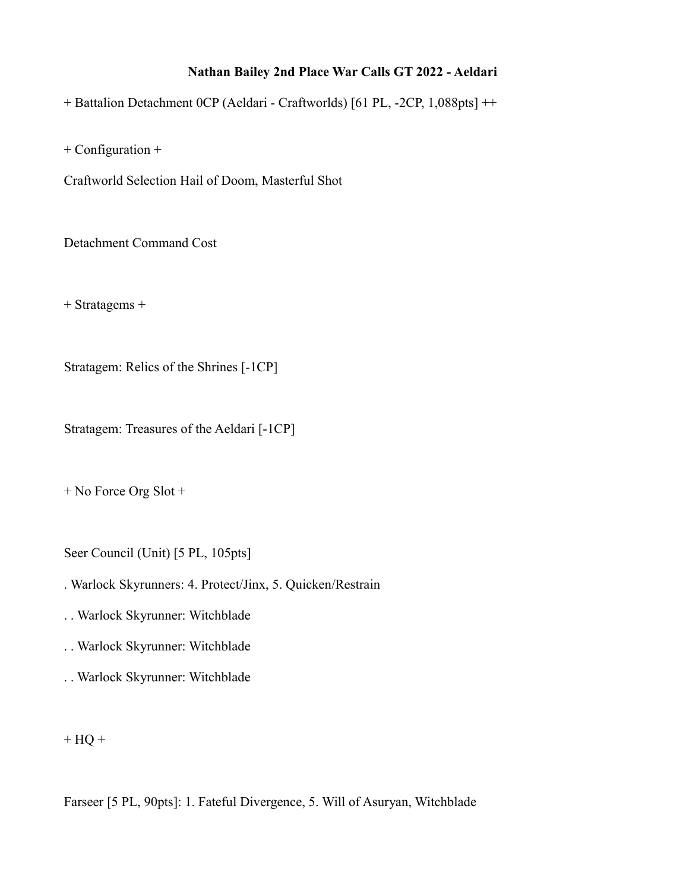**Nathan Bailey 2nd Place War Calls GT 2022 - Aeldari**

+ Battalion Detachment 0CP (Aeldari - Craftworlds) [61 PL, -2CP, 1,088pts] ++

+ Configuration +

Craftworld Selection Hail of Doom, Masterful Shot

Detachment Command Cost

+ Stratagems +

Stratagem: Relics of the Shrines [-1CP]

Stratagem: Treasures of the Aeldari [-1CP]

+ No Force Org Slot +

Seer Council (Unit) [5 PL, 105pts]

. Warlock Skyrunners: 4. Protect/Jinx, 5. Quicken/Restrain

. . Warlock Skyrunner: Witchblade

. . Warlock Skyrunner: Witchblade

. . Warlock Skyrunner: Witchblade

+ HQ +

Farseer [5 PL, 90pts]: 1. Fateful Divergence, 5. Will of Asuryan, Witchblade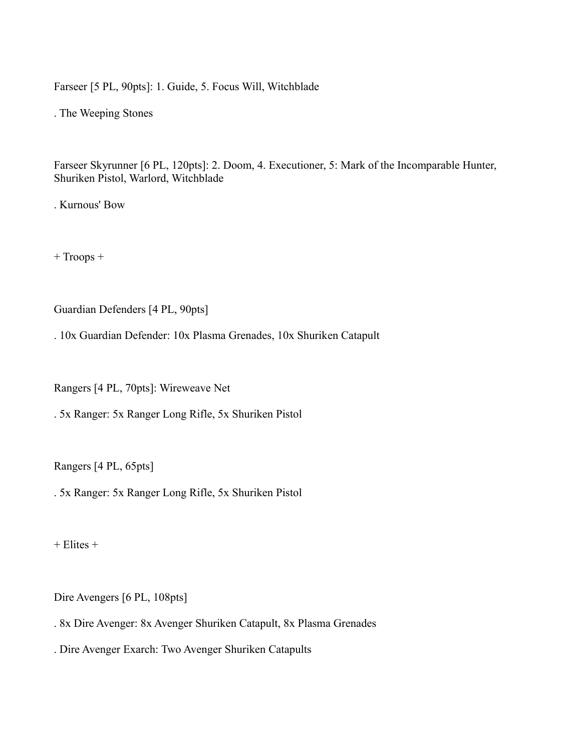Farseer [5 PL, 90pts]: 1. Guide, 5. Focus Will, Witchblade

. The Weeping Stones

Farseer Skyrunner [6 PL, 120pts]: 2. Doom, 4. Executioner, 5: Mark of the Incomparable Hunter, Shuriken Pistol, Warlord, Witchblade

. Kurnous' Bow

+ Troops +

Guardian Defenders [4 PL, 90pts]

. 10x Guardian Defender: 10x Plasma Grenades, 10x Shuriken Catapult

Rangers [4 PL, 70pts]: Wireweave Net

. 5x Ranger: 5x Ranger Long Rifle, 5x Shuriken Pistol

Rangers [4 PL, 65pts]

. 5x Ranger: 5x Ranger Long Rifle, 5x Shuriken Pistol

+ Elites +

Dire Avengers [6 PL, 108pts]

. 8x Dire Avenger: 8x Avenger Shuriken Catapult, 8x Plasma Grenades

. Dire Avenger Exarch: Two Avenger Shuriken Catapults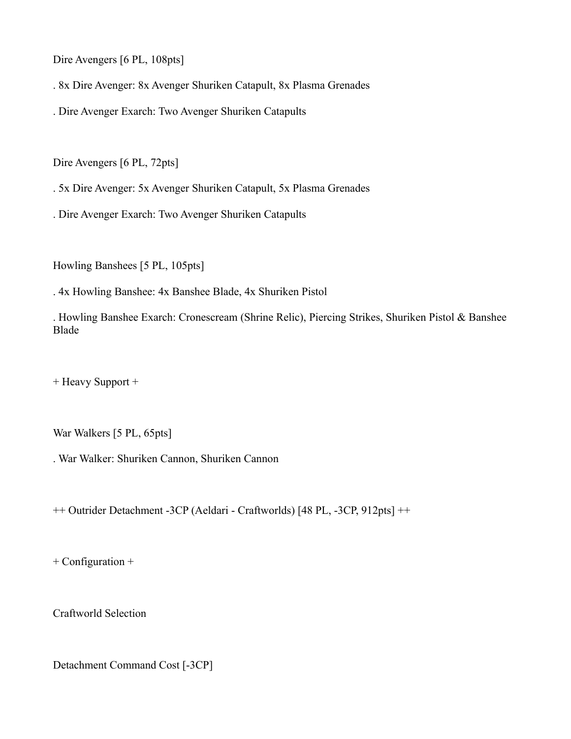Dire Avengers [6 PL, 108pts]

. 8x Dire Avenger: 8x Avenger Shuriken Catapult, 8x Plasma Grenades

. Dire Avenger Exarch: Two Avenger Shuriken Catapults

Dire Avengers [6 PL, 72pts]

. 5x Dire Avenger: 5x Avenger Shuriken Catapult, 5x Plasma Grenades

. Dire Avenger Exarch: Two Avenger Shuriken Catapults

Howling Banshees [5 PL, 105pts]

. 4x Howling Banshee: 4x Banshee Blade, 4x Shuriken Pistol

. Howling Banshee Exarch: Cronescream (Shrine Relic), Piercing Strikes, Shuriken Pistol & Banshee Blade

+ Heavy Support +

War Walkers [5 PL, 65pts]

. War Walker: Shuriken Cannon, Shuriken Cannon

++ Outrider Detachment -3CP (Aeldari - Craftworlds) [48 PL, -3CP, 912pts] ++

+ Configuration +

Craftworld Selection

Detachment Command Cost [-3CP]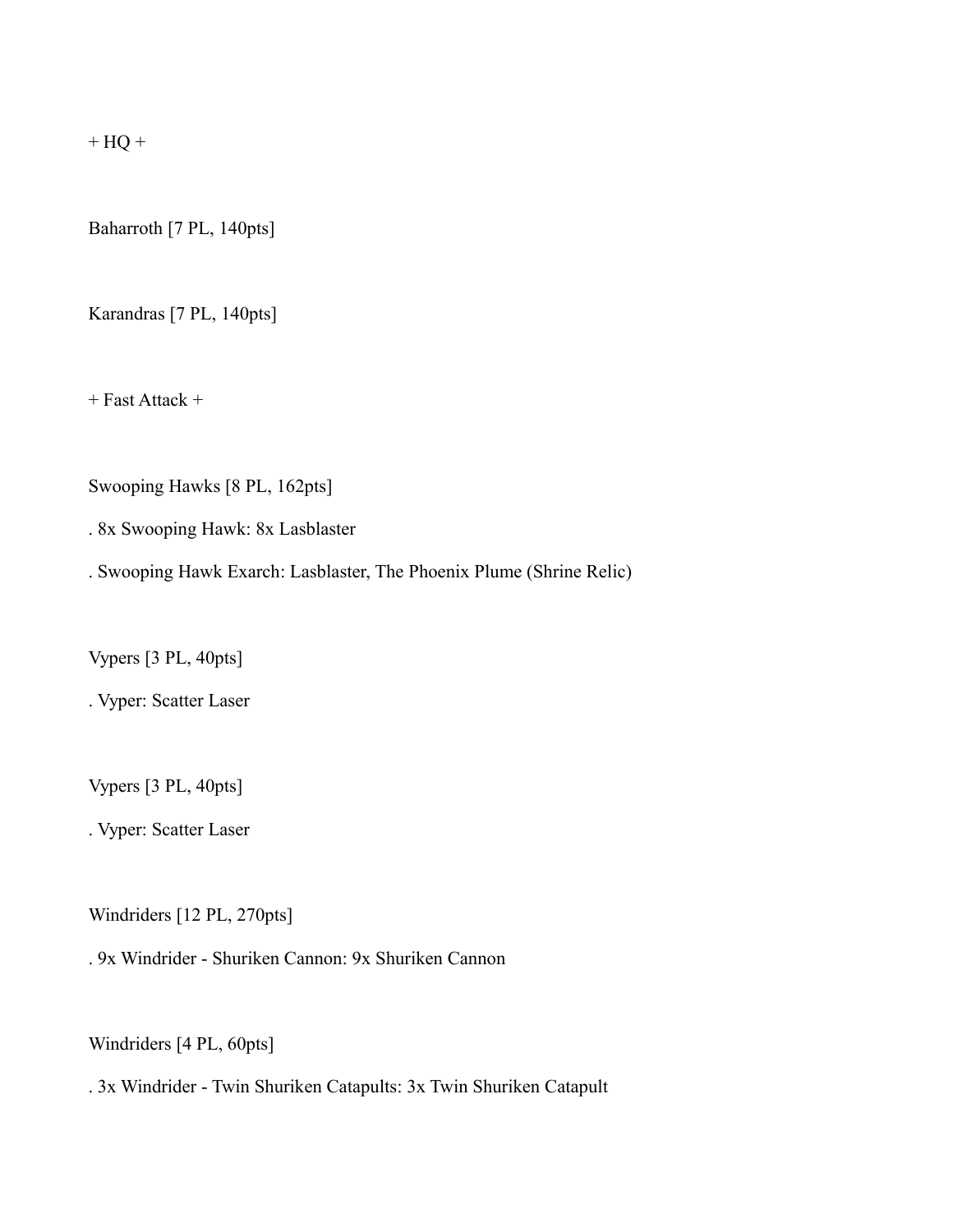+ HQ +

Baharroth [7 PL, 140pts]

Karandras [7 PL, 140pts]

+ Fast Attack +

Swooping Hawks [8 PL, 162pts]

. 8x Swooping Hawk: 8x Lasblaster

. Swooping Hawk Exarch: Lasblaster, The Phoenix Plume (Shrine Relic)

Vypers [3 PL, 40pts]

. Vyper: Scatter Laser

Vypers [3 PL, 40pts]

. Vyper: Scatter Laser

Windriders [12 PL, 270pts]

. 9x Windrider - Shuriken Cannon: 9x Shuriken Cannon

Windriders [4 PL, 60pts]

. 3x Windrider - Twin Shuriken Catapults: 3x Twin Shuriken Catapult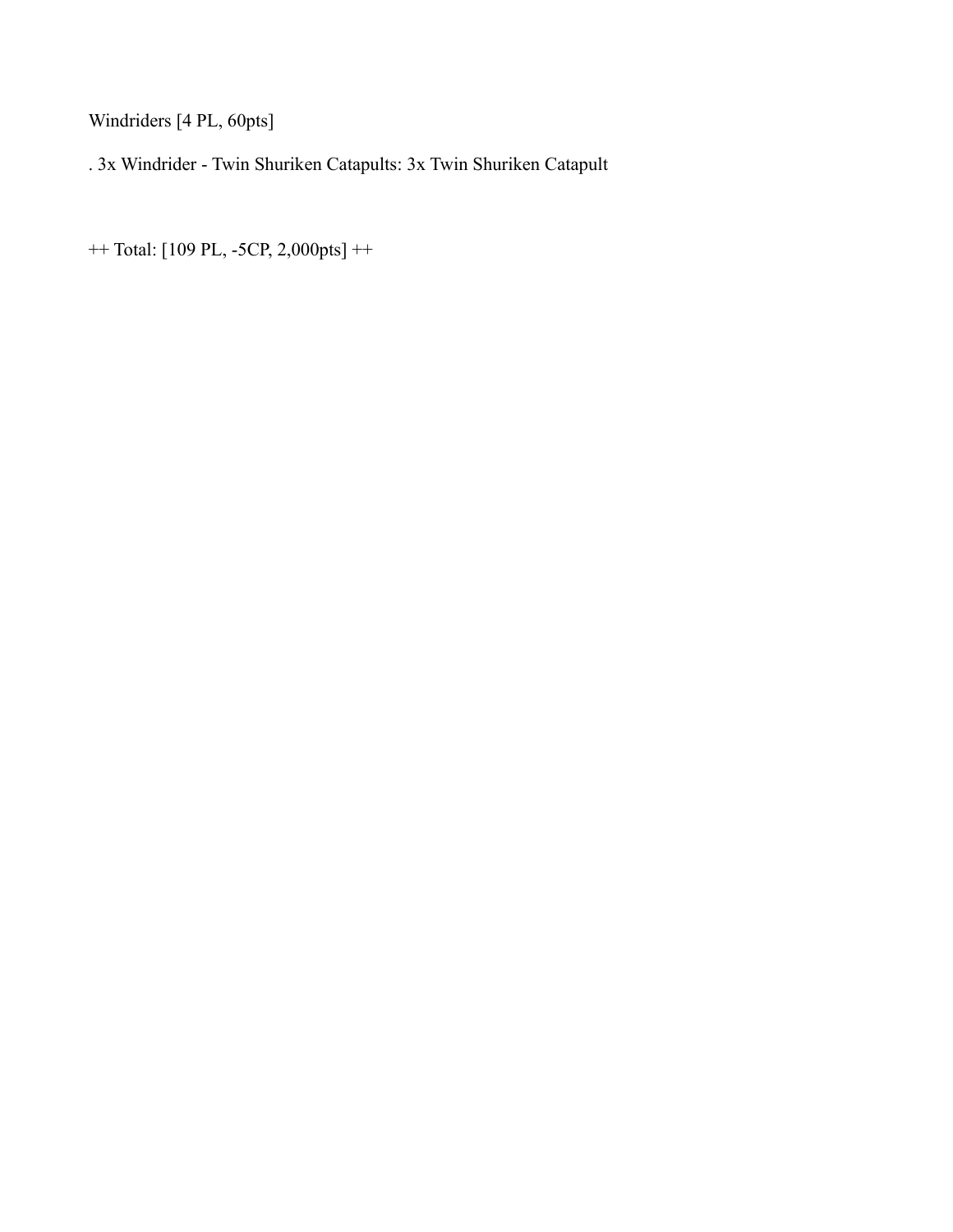Windriders [4 PL, 60pts]

. 3x Windrider - Twin Shuriken Catapults: 3x Twin Shuriken Catapult

++ Total: [109 PL, -5CP, 2,000pts] ++